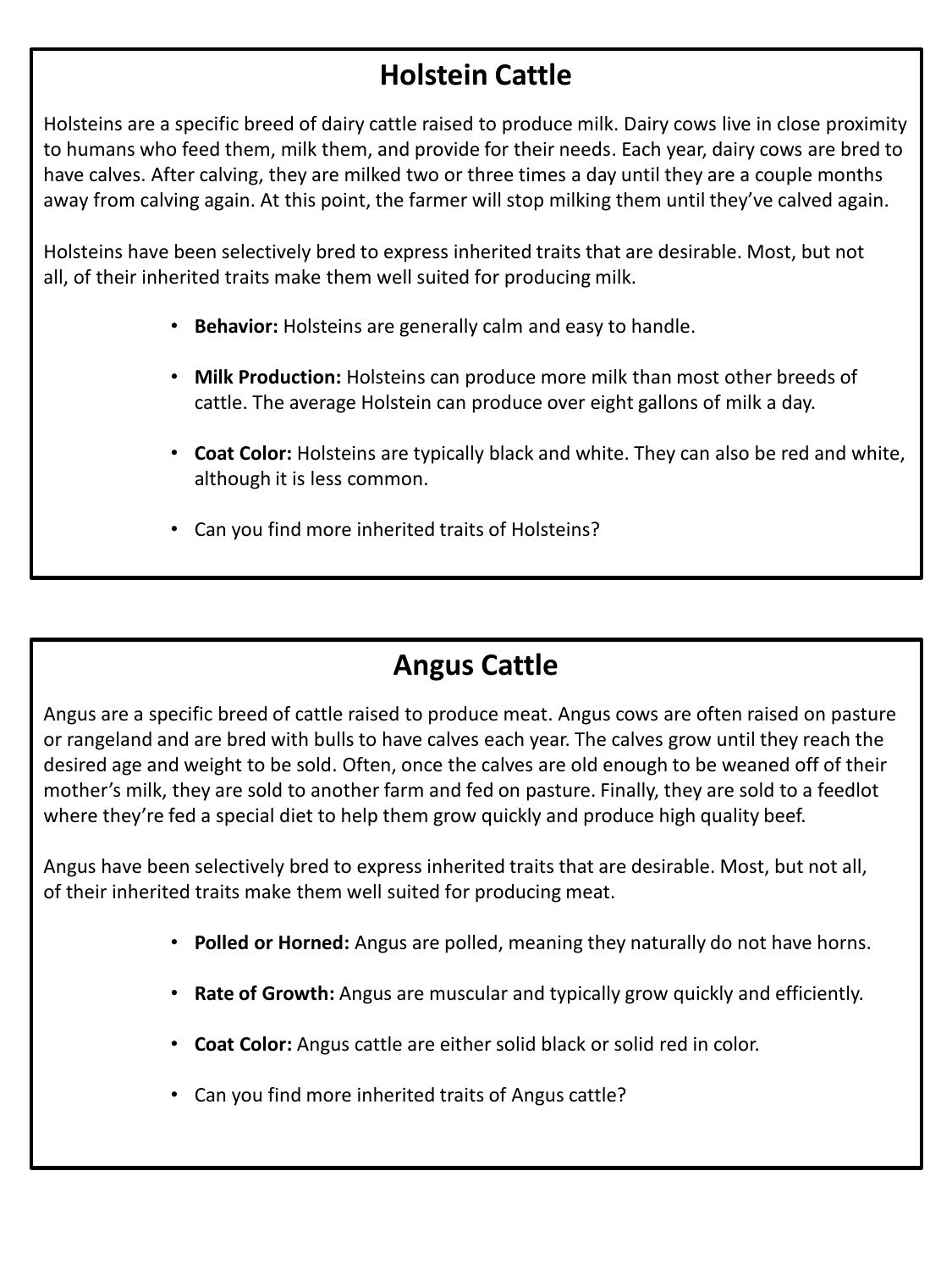## Holstein Cattle

Holsteins are a specific breed of dairy cattle raised to produce milk. Dairy cows live in close proximity to humans who feed them, milk them, and provide for their needs. Each year, dairy cows are bred to have calves. After calving, they are milked two or three times a day until they are a couple months away from calving again. At this point, the farmer will stop milking them until they've calved again.

Holsteins have been selectively bred to express inherited traits that are desirable. Most, but not all, of their inherited traits make them well suited for producing milk.

- **Behavior:** Holsteins are generally calm and easy to handle.
- **Milk Production:** Holsteins can produce more milk than most other breeds of cattle. The average Holstein can produce over eight gallons of milk a day.
- **Coat Color:** Holsteins are typically black and white. They can also be red and white, although it is less common.
- Can you find more inherited traits of Holsteins?

## Angus Cattle

Angus are a specific breed of cattle raised to produce meat. Angus cows are often raised on pasture or rangeland and are bred with bulls to have calves each year. The calves grow until they reach the desired age and weight to be sold. Often, once the calves are old enough to be weaned off of their mother's milk, they are sold to another farm and fed on pasture. Finally, they are sold to a feedlot where they're fed a special diet to help them grow quickly and produce high quality beef.

Angus have been selectively bred to express inherited traits that are desirable. Most, but not all, of their inherited traits make them well suited for producing meat.

- **Polled or Horned:** Angus are polled, meaning they naturally do not have horns.
- **Rate of Growth:** Angus are muscular and typically grow quickly and efficiently.
- **Coat Color:** Angus cattle are either solid black or solid red in color.
- Can you find more inherited traits of Angus cattle?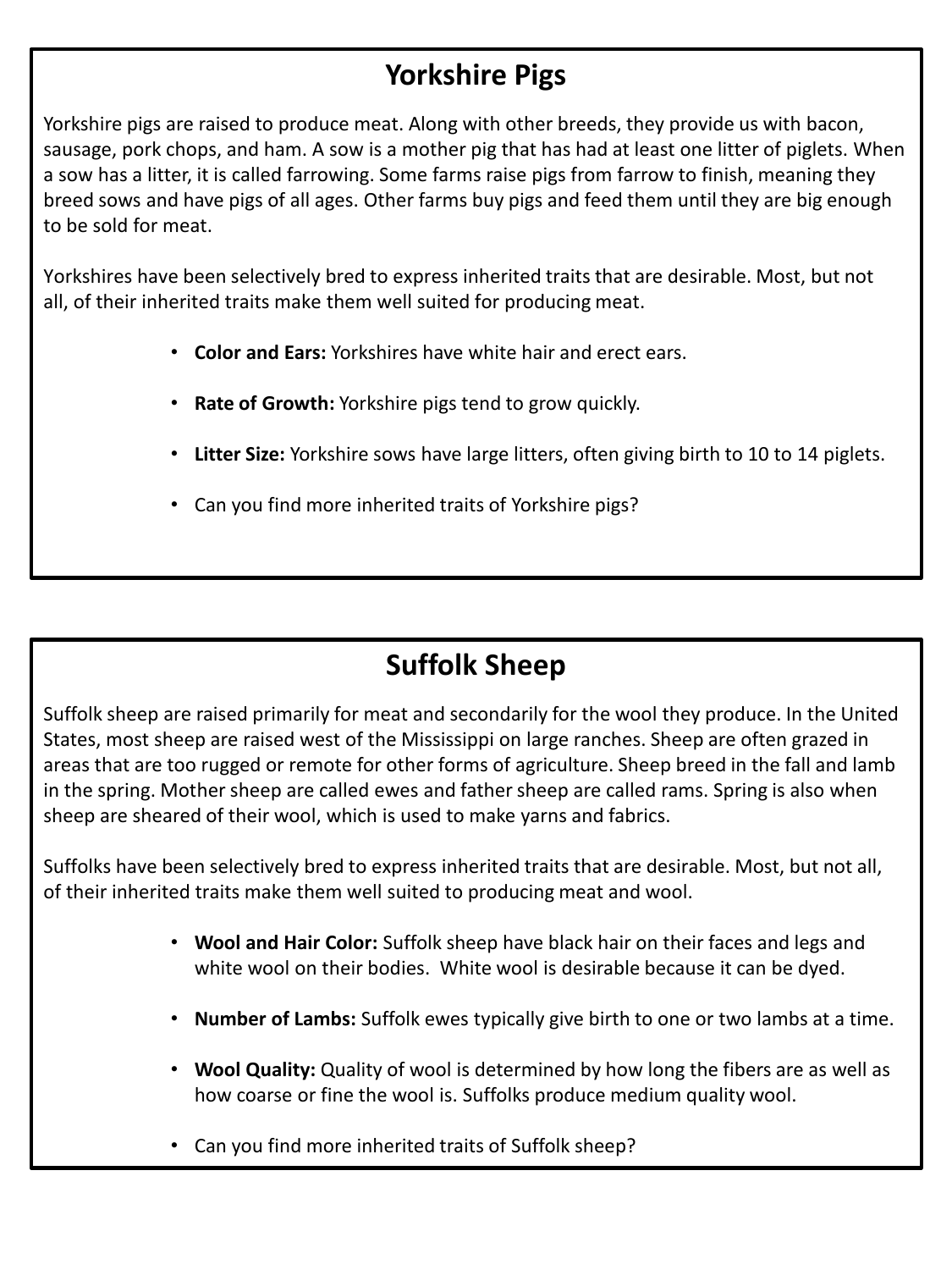## Yorkshire Pigs

Yorkshire pigs are raised to produce meat. Along with other breeds, they provide us with bacon, sausage, pork chops, and ham. A sow is a mother pig that has had at least one litter of piglets. When a sow has a litter, it is called farrowing. Some farms raise pigs from farrow to finish, meaning they breed sows and have pigs of all ages. Other farms buy pigs and feed them until they are big enough to be sold for meat.

Yorkshires have been selectively bred to express inherited traits that are desirable. Most, but not all, of their inherited traits make them well suited for producing meat.

- **Color and Ears:** Yorkshires have white hair and erect ears.
- **Rate of Growth:** Yorkshire pigs tend to grow quickly.
- **Litter Size:** Yorkshire sows have large litters, often giving birth to 10 to 14 piglets.
- Can you find more inherited traits of Yorkshire pigs?

## Suffolk Sheep

Suffolk sheep are raised primarily for meat and secondarily for the wool they produce. In the United States, most sheep are raised west of the Mississippi on large ranches. Sheep are often grazed in areas that are too rugged or remote for other forms of agriculture. Sheep breed in the fall and lamb in the spring. Mother sheep are called ewes and father sheep are called rams. Spring is also when sheep are sheared of their wool, which is used to make yarns and fabrics.

Suffolks have been selectively bred to express inherited traits that are desirable. Most, but not all, of their inherited traits make them well suited to producing meat and wool.

- **Wool and Hair Color:** Suffolk sheep have black hair on their faces and legs and white wool on their bodies. White wool is desirable because it can be dyed.
- **Number of Lambs:** Suffolk ewes typically give birth to one or two lambs at a time.
- **Wool Quality:** Quality of wool is determined by how long the fibers are as well as how coarse or fine the wool is. Suffolks produce medium quality wool.
- Can you find more inherited traits of Suffolk sheep?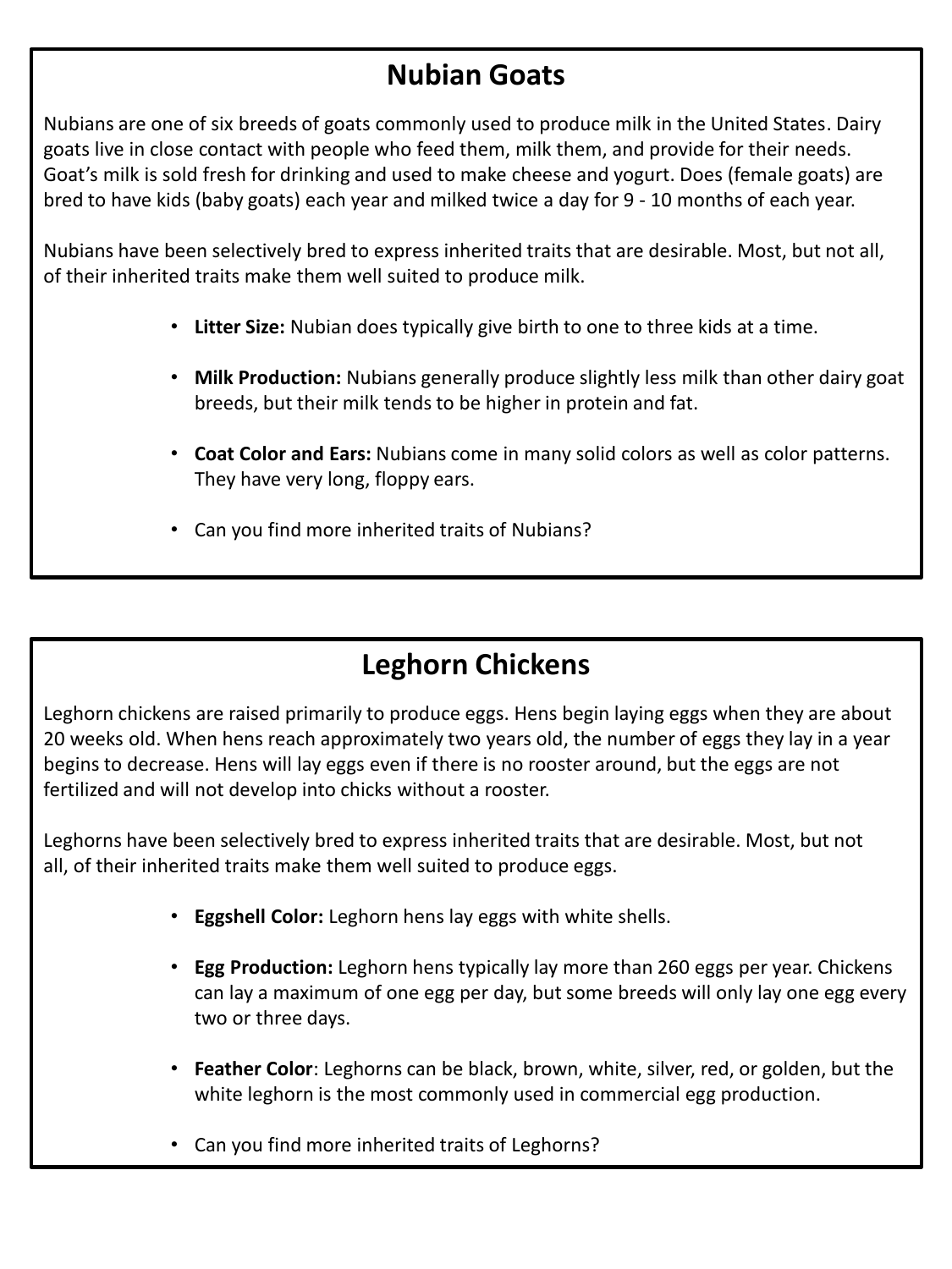## Nubian Goats

Nubians are one of six breeds of goats commonly used to produce milk in the United States. Dairy goats live in close contact with people who feed them, milk them, and provide for their needs. Goat's milk is sold fresh for drinking and used to make cheese and yogurt. Does (female goats) are bred to have kids (baby goats) each year and milked twice a day for 9 - 10 months of each year.

Nubians have been selectively bred to express inherited traits that are desirable. Most, but not all, of their inherited traits make them well suited to produce milk.

- **Litter Size:** Nubian does typically give birth to one to three kids at a time.
- **Milk Production:** Nubians generally produce slightly less milk than other dairy goat breeds, but their milk tends to be higher in protein and fat.
- **Coat Color and Ears:** Nubians come in many solid colors as well as color patterns. They have very long, floppy ears.
- Can you find more inherited traits of Nubians?

## Leghorn Chickens

Leghorn chickens are raised primarily to produce eggs. Hens begin laying eggs when they are about 20 weeks old. When hens reach approximately two years old, the number of eggs they lay in a year begins to decrease. Hens will lay eggs even if there is no rooster around, but the eggs are not fertilized and will not develop into chicks without a rooster.

Leghorns have been selectively bred to express inherited traits that are desirable. Most, but not all, of their inherited traits make them well suited to produce eggs.

- **Eggshell Color:** Leghorn hens lay eggs with white shells.
- **Egg Production:** Leghorn hens typically lay more than 260 eggs per year. Chickens can lay a maximum of one egg per day, but some breeds will only lay one egg every two or three days.
- **Feather Color**: Leghorns can be black, brown, white, silver, red, or golden, but the white leghorn is the most commonly used in commercial egg production.
- Can you find more inherited traits of Leghorns?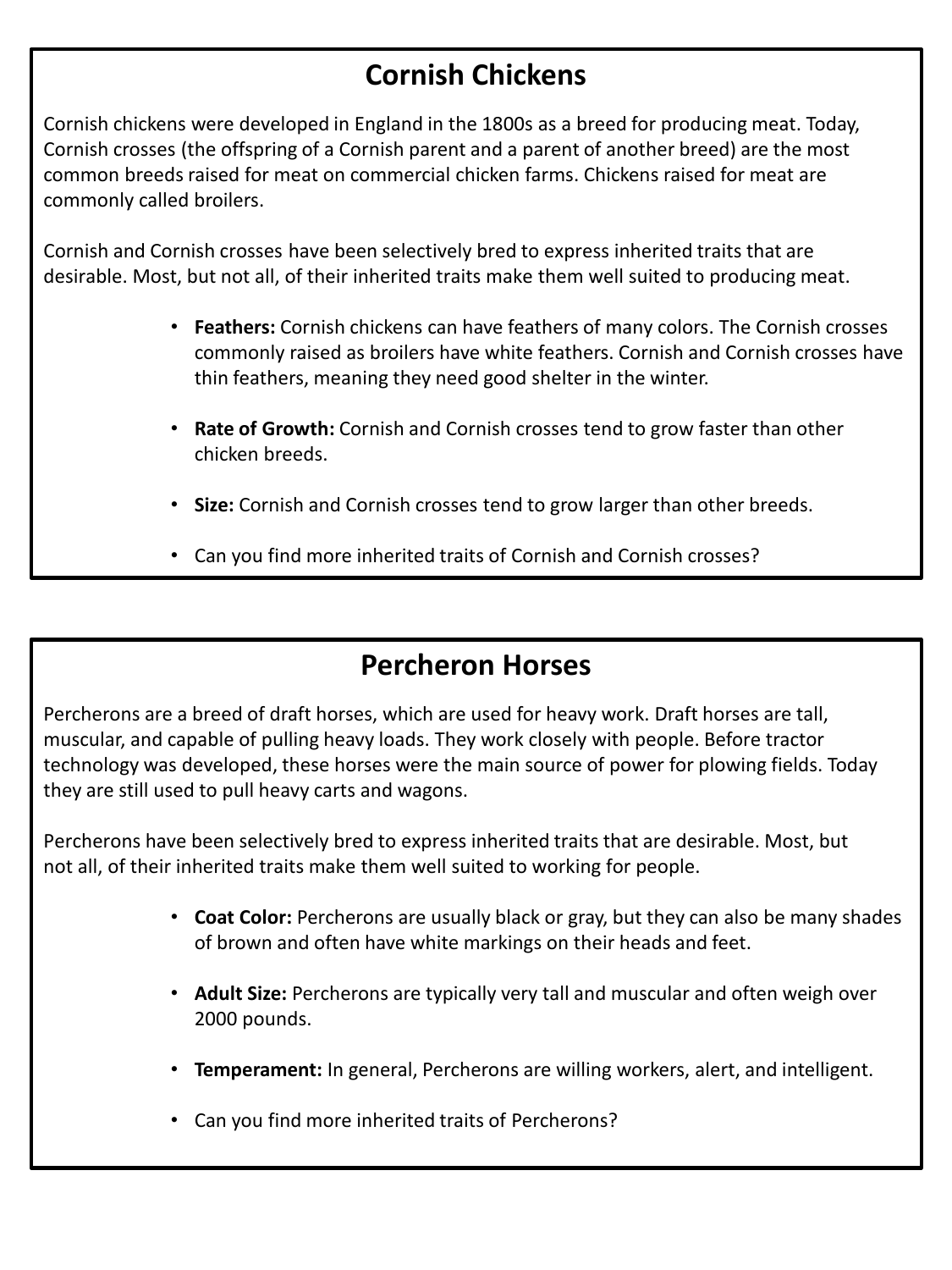## Cornish Chickens

Cornish chickens were developed in England in the 1800s as a breed for producing meat. Today, Cornish crosses (the offspring of a Cornish parent and a parent of another breed) are the most common breeds raised for meat on commercial chicken farms. Chickens raised for meat are commonly called broilers.

Cornish and Cornish crosses have been selectively bred to express inherited traits that are desirable. Most, but not all, of their inherited traits make them well suited to producing meat.

- **Feathers:** Cornish chickens can have feathers of many colors. The Cornish crosses commonly raised as broilers have white feathers. Cornish and Cornish crosses have thin feathers, meaning they need good shelter in the winter.
- **Rate of Growth:** Cornish and Cornish crosses tend to grow faster than other chicken breeds.
- **Size:** Cornish and Cornish crosses tend to grow larger than other breeds.
- Can you find more inherited traits of Cornish and Cornish crosses?

## Percheron Horses

Percherons are a breed of draft horses, which are used for heavy work. Draft horses are tall, muscular, and capable of pulling heavy loads. They work closely with people. Before tractor technology was developed, these horses were the main source of power for plowing fields. Today they are still used to pull heavy carts and wagons.

Percherons have been selectively bred to express inherited traits that are desirable. Most, but not all, of their inherited traits make them well suited to working for people.

- **Coat Color:** Percherons are usually black or gray, but they can also be many shades of brown and often have white markings on their heads and feet.
- **Adult Size:** Percherons are typically very tall and muscular and often weigh over 2000 pounds.
- **Temperament:** In general, Percherons are willing workers, alert, and intelligent.
- Can you find more inherited traits of Percherons?